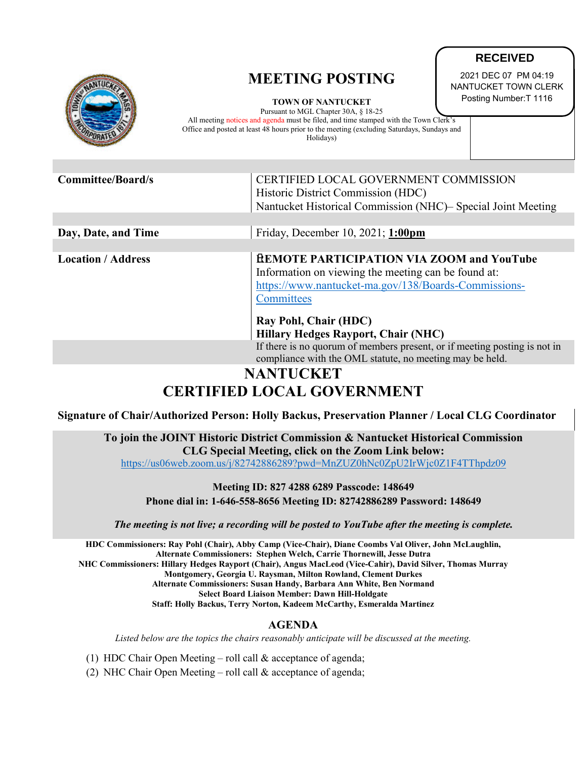**RECEIVED**

2021 DEC 07 PM 04:19
NANTUCKET TOWN CLERK
Posting Number:T 1116

# MEETING POSTING

**TOWN OF NANTUCKET**

Pursuant to MGL Chapter 30A, § 18-25

All meeting notices and agenda must be filed, and time stamped with the Town Clerk's Office and posted at least 48 hours prior to the meeting (excluding Saturdays, Sundays and Holidays)

| | |
|---|---|
| **Committee/Board/s** | CERTIFIED LOCAL GOVERNMENT COMMISSION<br>Historic District Commission (HDC)<br>Nantucket Historical Commission (NHC)– Special Joint Meeting |
| **Day, Date, and Time** | Friday, December 10, 2021; **1:00pm** |
| **Location / Address** | **REMOTE PARTICIPATION VIA ZOOM and YouTube**<br>Information on viewing the meeting can be found at: https://www.nantucket-ma.gov/138/Boards-Commissions-Committees<br><br>**Ray Pohl, Chair (HDC)**<br>**Hillary Hedges Rayport, Chair (NHC)** |
| | If there is no quorum of members present, or if meeting posting is not in compliance with the OML statute, no meeting may be held. |

## NANTUCKET CERTIFIED LOCAL GOVERNMENT

**Signature of Chair/Authorized Person: Holly Backus, Preservation Planner / Local CLG Coordinator**

**To join the JOINT Historic District Commission & Nantucket Historical Commission CLG Special Meeting, click on the Zoom Link below:**

https://us06web.zoom.us/j/82742886289?pwd=MnZUZ0hNc0ZpU2IrWjc0Z1F4TThpdz09

**Meeting ID: 827 4288 6289 Passcode: 148649**

**Phone dial in: 1-646-558-8656 Meeting ID: 82742886289 Password: 148649**

***The meeting is not live; a recording will be posted to YouTube after the meeting is complete.***

**HDC Commissioners: Ray Pohl (Chair), Abby Camp (Vice-Chair), Diane Coombs Val Oliver, John McLaughlin,**
**Alternate Commissioners: Stephen Welch, Carrie Thornewill, Jesse Dutra**
**NHC Commissioners: Hillary Hedges Rayport (Chair), Angus MacLeod (Vice-Cahir), David Silver, Thomas Murray Montgomery, Georgia U. Raysman, Milton Rowland, Clement Durkes**
**Alternate Commissioners: Susan Handy, Barbara Ann White, Ben Normand**
**Select Board Liaison Member: Dawn Hill-Holdgate**
**Staff: Holly Backus, Terry Norton, Kadeem McCarthy, Esmeralda Martinez**

## AGENDA

*Listed below are the topics the chairs reasonably anticipate will be discussed at the meeting.*

(1) HDC Chair Open Meeting – roll call & acceptance of agenda;
(2) NHC Chair Open Meeting – roll call & acceptance of agenda;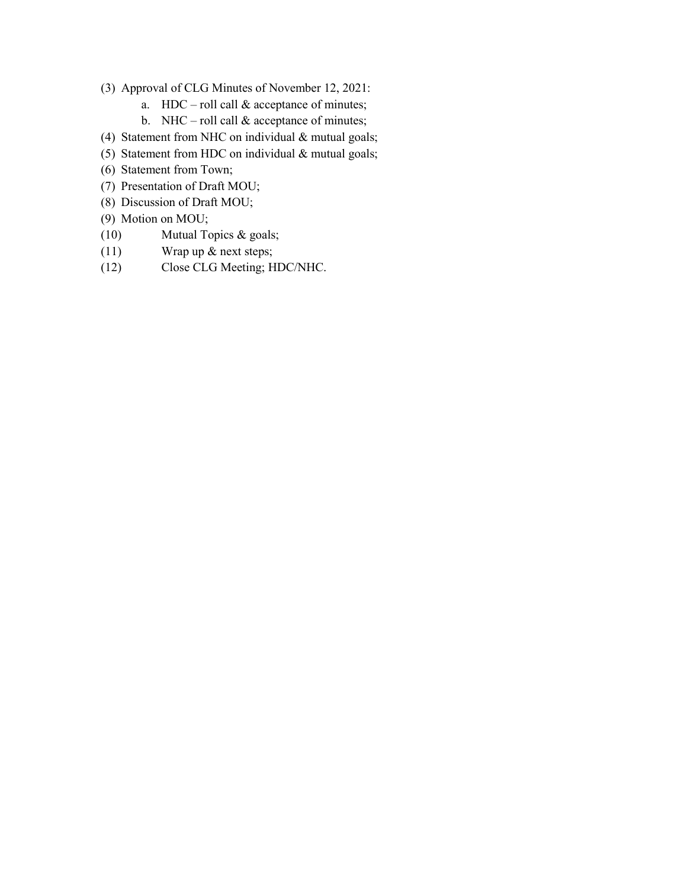(3) Approval of CLG Minutes of November 12, 2021:
   a. HDC – roll call & acceptance of minutes;
   b. NHC – roll call & acceptance of minutes;

(4) Statement from NHC on individual & mutual goals;

(5) Statement from HDC on individual & mutual goals;

(6) Statement from Town;

(7) Presentation of Draft MOU;

(8) Discussion of Draft MOU;

(9) Motion on MOU;

(10) Mutual Topics & goals;

(11) Wrap up & next steps;

(12) Close CLG Meeting; HDC/NHC.